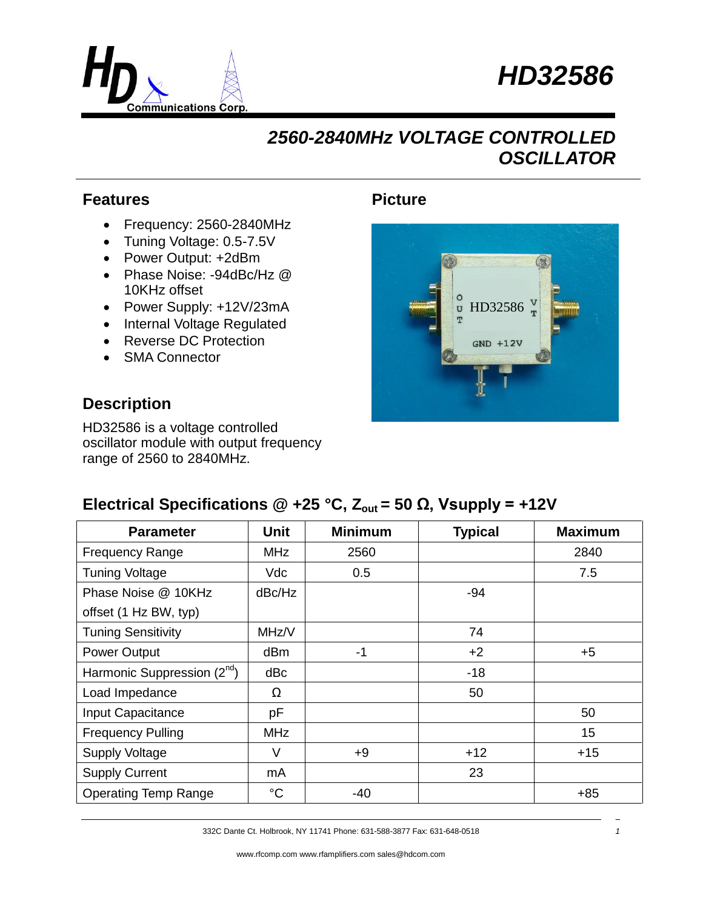# HD32586

## 2560-2840MHz VOLTAGE CONTROLLED OSCILLATOR

## Features

- Frequency: 2560-2840MHz
- Tuning Voltage: 0.5-7.5V
- Power Output: +2dBm
- Phase Noise: -94dBc/Hz @ 10KHz offset
- Power Supply: +12V/23mA
- Internal Voltage Regulated
- Reverse DC Protection
- SMA Connector

## Picture

## Description

HD32586 is a voltage controlled oscillator module with output frequency range of 2560 to 2840MHz.

## Electrical Specifications @ +25 °C, $Z_{out}$ = 50 Ω, Vsupply = +12V

| Parameter | Unit | Minimum | Typical | Maximum |
|---|---|---|---|---|
| Frequency Range | MHz | 2560 | | 2840 |
| Tuning Voltage | Vdc | 0.5 | | 7.5 |
| Phase Noise @ 10KHz offset (1 Hz BW, typ) | dBc/Hz | | -94 | |
| Tuning Sensitivity | MHz/V | | 74 | |
| Power Output | dBm | -1 | +2 | +5 |
| Harmonic Suppression ($2^{nd}$) | dBc | | -18 | |
| Load Impedance | Ω | | 50 | |
| Input Capacitance | pF | | | 50 |
| Frequency Pulling | MHz | | | 15 |
| Supply Voltage | V | +9 | +12 | +15 |
| Supply Current | mA | | 23 | |
| Operating Temp Range | °C | -40 | | +85 |

332C Dante Ct. Holbrook, NY 11741 Phone: 631-588-3877 Fax: 631-648-0518

www.rfcomp.com www.rfamplifiers.com sales@hdcom.com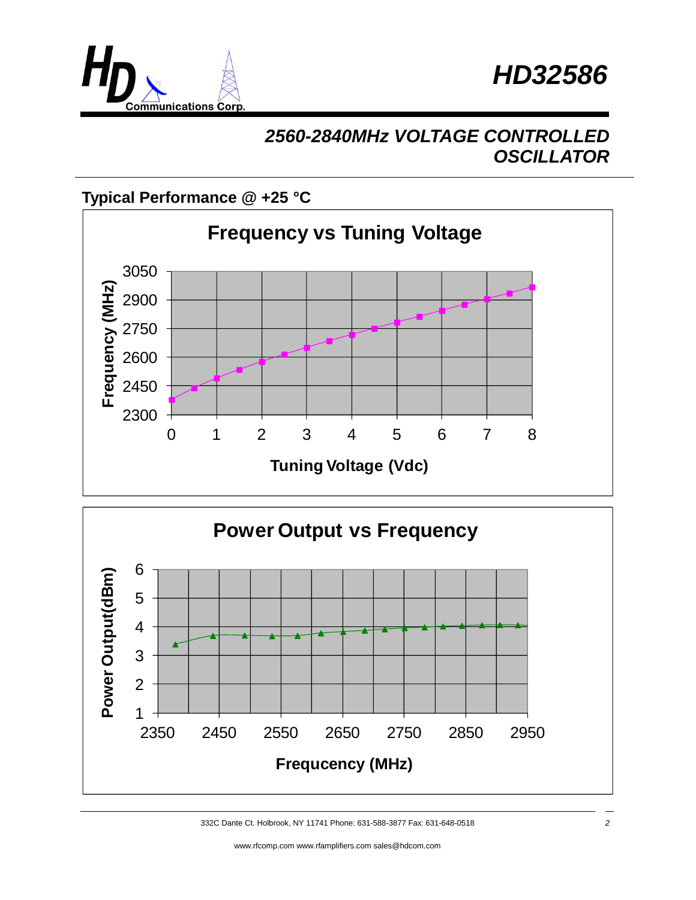# HD32586

## 2560-2840MHz VOLTAGE CONTROLLED OSCILLATOR

**Typical Performance @ +25 °C**

**Frequency vs Tuning Voltage**

Frequency (MHz): 2300, 2450, 2600, 2750, 2900, 3050

Tuning Voltage (Vdc): 0, 1, 2, 3, 4, 5, 6, 7, 8

**Power Output vs Frequency**

Power Output(dBm): 1, 2, 3, 4, 5, 6

Frequcency (MHz): 2350, 2450, 2550, 2650, 2750, 2850, 2950

332C Dante Ct. Holbrook, NY 11741 Phone: 631-588-3877 Fax: 631-648-0518

www.rfcomp.com www.rfamplifiers.com sales@hdcom.com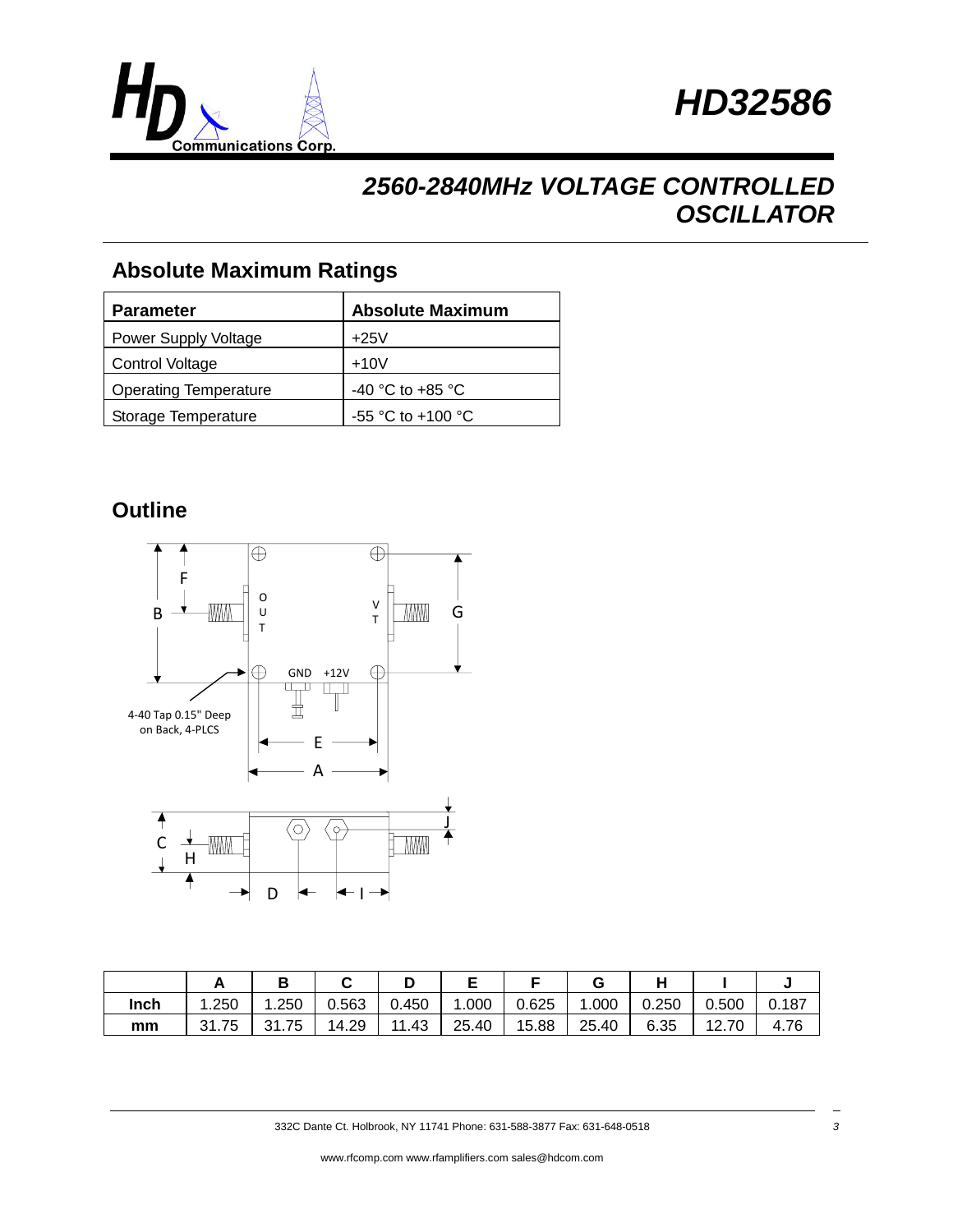# HD32586

## 2560-2840MHz VOLTAGE CONTROLLED OSCILLATOR

## Absolute Maximum Ratings

| Parameter | Absolute Maximum |
|---|---|
| Power Supply Voltage | +25V |
| Control Voltage | +10V |
| Operating Temperature | -40 °C to +85 °C |
| Storage Temperature | -55 °C to +100 °C |

## Outline

F
B
OUT
VT
G
GND
+12V
4-40 Tap 0.15" Deep on Back, 4-PLCS
E
A
C
H
J
D
I

| | A | B | C | D | E | F | G | H | I | J |
|---|---|---|---|---|---|---|---|---|---|---|
| Inch | 1.250 | 1.250 | 0.563 | 0.450 | 1.000 | 0.625 | 1.000 | 0.250 | 0.500 | 0.187 |
| mm | 31.75 | 31.75 | 14.29 | 11.43 | 25.40 | 15.88 | 25.40 | 6.35 | 12.70 | 4.76 |

332C Dante Ct. Holbrook, NY 11741 Phone: 631-588-3877 Fax: 631-648-0518

www.rfcomp.com www.rfamplifiers.com sales@hdcom.com